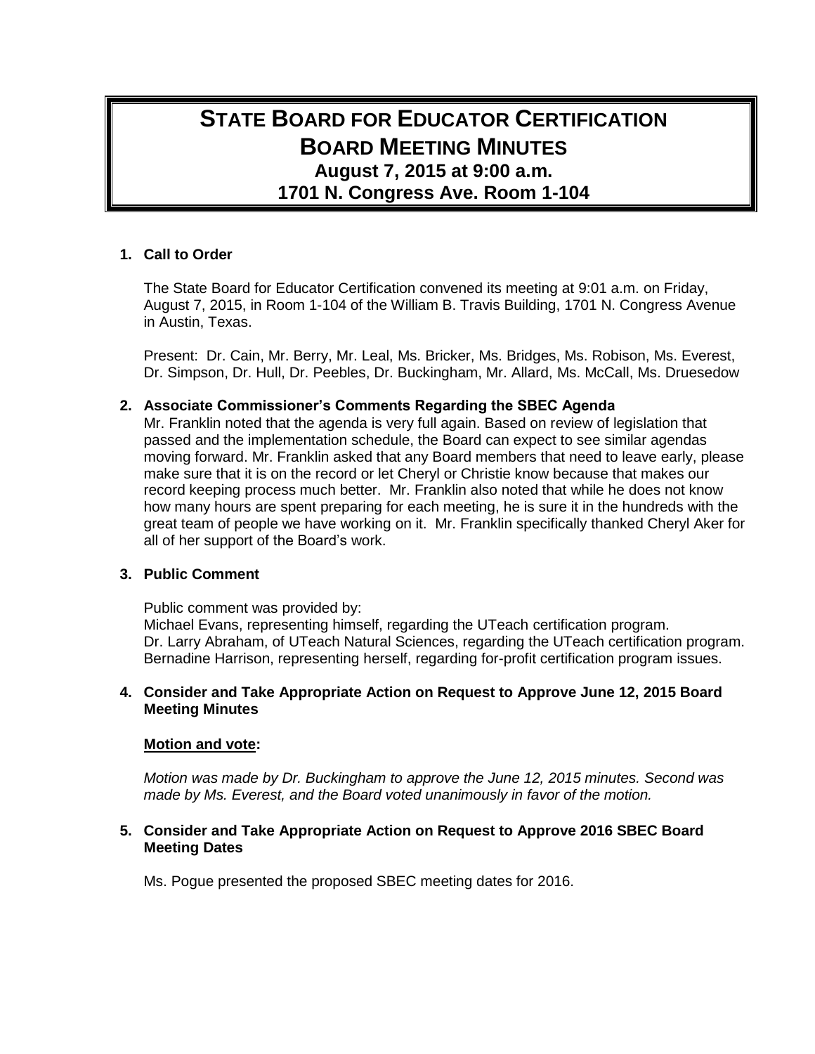# STATE BOARD FOR EDUCATOR CERTIFICATION
# BOARD MEETING MINUTES
## August 7, 2015 at 9:00 a.m.
## 1701 N. Congress Ave. Room 1-104

**1. Call to Order**

The State Board for Educator Certification convened its meeting at 9:01 a.m. on Friday, August 7, 2015, in Room 1-104 of the William B. Travis Building, 1701 N. Congress Avenue in Austin, Texas.

Present: Dr. Cain, Mr. Berry, Mr. Leal, Ms. Bricker, Ms. Bridges, Ms. Robison, Ms. Everest, Dr. Simpson, Dr. Hull, Dr. Peebles, Dr. Buckingham, Mr. Allard, Ms. McCall, Ms. Druesedow

**2. Associate Commissioner's Comments Regarding the SBEC Agenda**

Mr. Franklin noted that the agenda is very full again. Based on review of legislation that passed and the implementation schedule, the Board can expect to see similar agendas moving forward. Mr. Franklin asked that any Board members that need to leave early, please make sure that it is on the record or let Cheryl or Christie know because that makes our record keeping process much better. Mr. Franklin also noted that while he does not know how many hours are spent preparing for each meeting, he is sure it in the hundreds with the great team of people we have working on it. Mr. Franklin specifically thanked Cheryl Aker for all of her support of the Board's work.

**3. Public Comment**

Public comment was provided by:
Michael Evans, representing himself, regarding the UTeach certification program.
Dr. Larry Abraham, of UTeach Natural Sciences, regarding the UTeach certification program.
Bernadine Harrison, representing herself, regarding for-profit certification program issues.

**4. Consider and Take Appropriate Action on Request to Approve June 12, 2015 Board Meeting Minutes**

**Motion and vote:**

*Motion was made by Dr. Buckingham to approve the June 12, 2015 minutes. Second was made by Ms. Everest, and the Board voted unanimously in favor of the motion.*

**5. Consider and Take Appropriate Action on Request to Approve 2016 SBEC Board Meeting Dates**

Ms. Pogue presented the proposed SBEC meeting dates for 2016.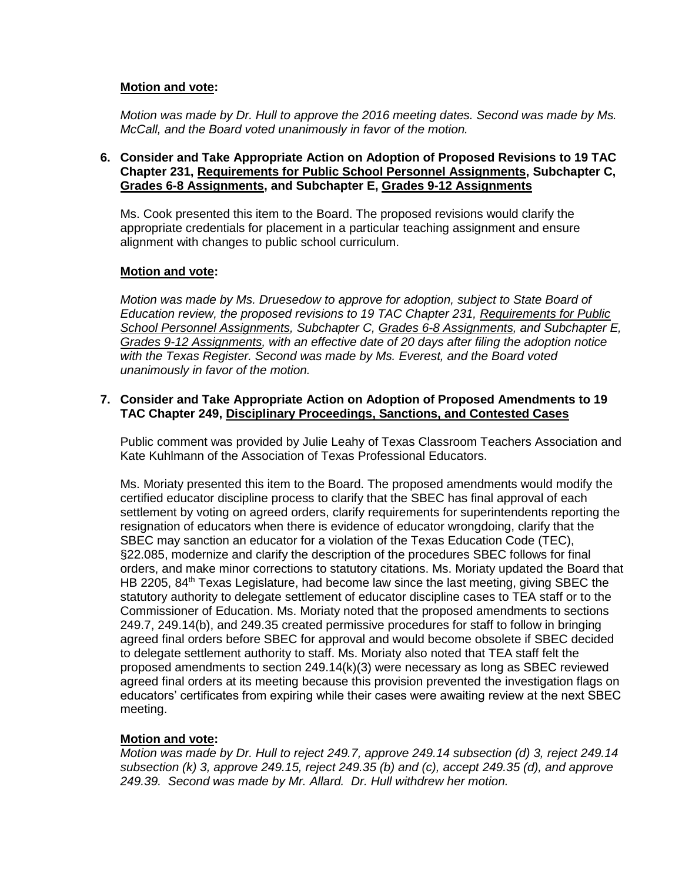**Motion and vote:**

*Motion was made by Dr. Hull to approve the 2016 meeting dates. Second was made by Ms. McCall, and the Board voted unanimously in favor of the motion.*

**6. Consider and Take Appropriate Action on Adoption of Proposed Revisions to 19 TAC Chapter 231, Requirements for Public School Personnel Assignments, Subchapter C, Grades 6-8 Assignments, and Subchapter E, Grades 9-12 Assignments**

Ms. Cook presented this item to the Board. The proposed revisions would clarify the appropriate credentials for placement in a particular teaching assignment and ensure alignment with changes to public school curriculum.

**Motion and vote:**

*Motion was made by Ms. Druesedow to approve for adoption, subject to State Board of Education review, the proposed revisions to 19 TAC Chapter 231, Requirements for Public School Personnel Assignments, Subchapter C, Grades 6-8 Assignments, and Subchapter E, Grades 9-12 Assignments, with an effective date of 20 days after filing the adoption notice with the Texas Register. Second was made by Ms. Everest, and the Board voted unanimously in favor of the motion.*

**7. Consider and Take Appropriate Action on Adoption of Proposed Amendments to 19 TAC Chapter 249, Disciplinary Proceedings, Sanctions, and Contested Cases**

Public comment was provided by Julie Leahy of Texas Classroom Teachers Association and Kate Kuhlmann of the Association of Texas Professional Educators.

Ms. Moriaty presented this item to the Board. The proposed amendments would modify the certified educator discipline process to clarify that the SBEC has final approval of each settlement by voting on agreed orders, clarify requirements for superintendents reporting the resignation of educators when there is evidence of educator wrongdoing, clarify that the SBEC may sanction an educator for a violation of the Texas Education Code (TEC), §22.085, modernize and clarify the description of the procedures SBEC follows for final orders, and make minor corrections to statutory citations. Ms. Moriaty updated the Board that HB 2205, 84th Texas Legislature, had become law since the last meeting, giving SBEC the statutory authority to delegate settlement of educator discipline cases to TEA staff or to the Commissioner of Education. Ms. Moriaty noted that the proposed amendments to sections 249.7, 249.14(b), and 249.35 created permissive procedures for staff to follow in bringing agreed final orders before SBEC for approval and would become obsolete if SBEC decided to delegate settlement authority to staff. Ms. Moriaty also noted that TEA staff felt the proposed amendments to section 249.14(k)(3) were necessary as long as SBEC reviewed agreed final orders at its meeting because this provision prevented the investigation flags on educators' certificates from expiring while their cases were awaiting review at the next SBEC meeting.

**Motion and vote:**

*Motion was made by Dr. Hull to reject 249.7, approve 249.14 subsection (d) 3, reject 249.14 subsection (k) 3, approve 249.15, reject 249.35 (b) and (c), accept 249.35 (d), and approve 249.39. Second was made by Mr. Allard. Dr. Hull withdrew her motion.*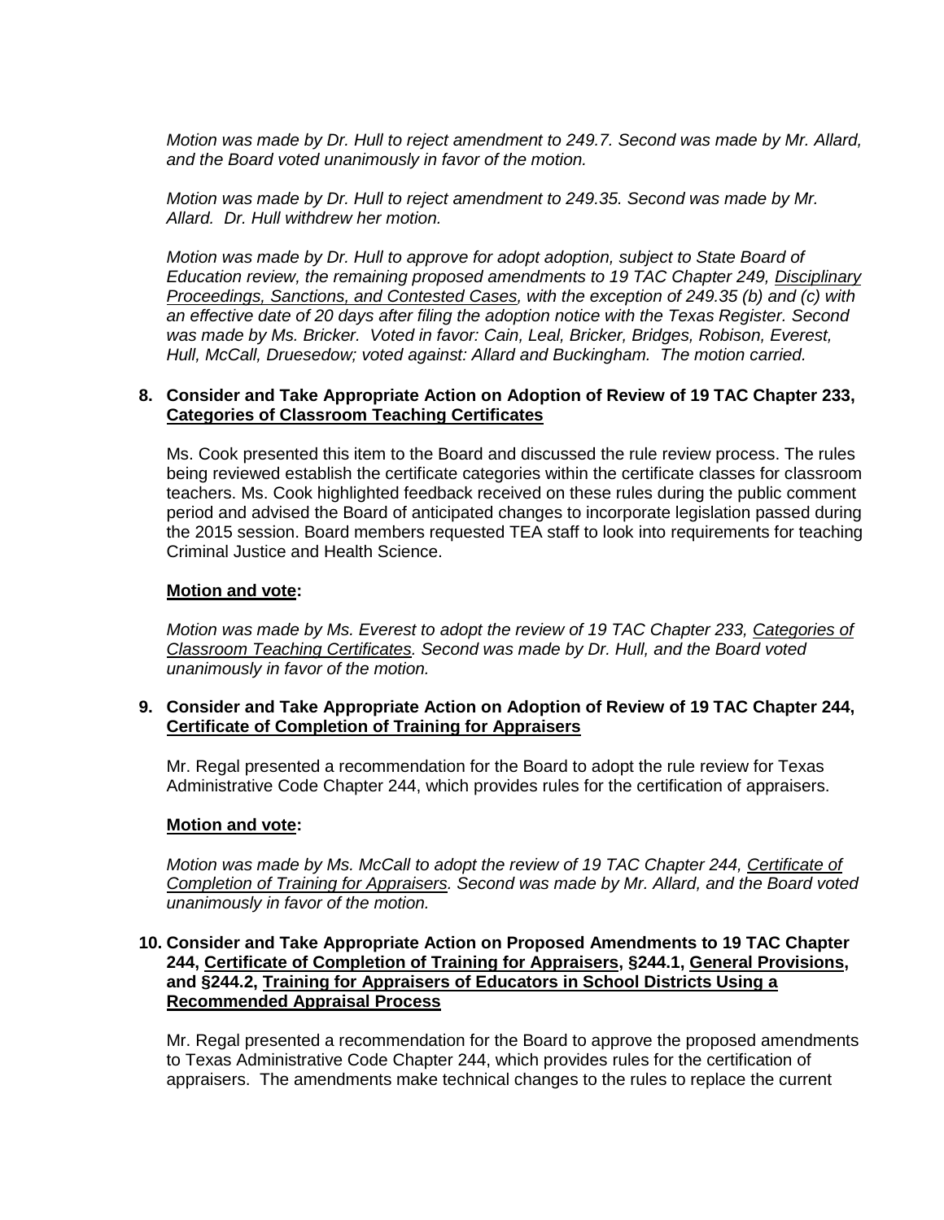*Motion was made by Dr. Hull to reject amendment to 249.7. Second was made by Mr. Allard, and the Board voted unanimously in favor of the motion.*

*Motion was made by Dr. Hull to reject amendment to 249.35. Second was made by Mr. Allard. Dr. Hull withdrew her motion.*

*Motion was made by Dr. Hull to approve for adopt adoption, subject to State Board of Education review, the remaining proposed amendments to 19 TAC Chapter 249, Disciplinary Proceedings, Sanctions, and Contested Cases, with the exception of 249.35 (b) and (c) with an effective date of 20 days after filing the adoption notice with the Texas Register. Second was made by Ms. Bricker. Voted in favor: Cain, Leal, Bricker, Bridges, Robison, Everest, Hull, McCall, Druesedow; voted against: Allard and Buckingham. The motion carried.*

**8. Consider and Take Appropriate Action on Adoption of Review of 19 TAC Chapter 233, Categories of Classroom Teaching Certificates**

Ms. Cook presented this item to the Board and discussed the rule review process. The rules being reviewed establish the certificate categories within the certificate classes for classroom teachers. Ms. Cook highlighted feedback received on these rules during the public comment period and advised the Board of anticipated changes to incorporate legislation passed during the 2015 session. Board members requested TEA staff to look into requirements for teaching Criminal Justice and Health Science.

**Motion and vote:**

*Motion was made by Ms. Everest to adopt the review of 19 TAC Chapter 233, Categories of Classroom Teaching Certificates. Second was made by Dr. Hull, and the Board voted unanimously in favor of the motion.*

**9. Consider and Take Appropriate Action on Adoption of Review of 19 TAC Chapter 244, Certificate of Completion of Training for Appraisers**

Mr. Regal presented a recommendation for the Board to adopt the rule review for Texas Administrative Code Chapter 244, which provides rules for the certification of appraisers.

**Motion and vote:**

*Motion was made by Ms. McCall to adopt the review of 19 TAC Chapter 244, Certificate of Completion of Training for Appraisers. Second was made by Mr. Allard, and the Board voted unanimously in favor of the motion.*

**10. Consider and Take Appropriate Action on Proposed Amendments to 19 TAC Chapter 244, Certificate of Completion of Training for Appraisers, §244.1, General Provisions, and §244.2, Training for Appraisers of Educators in School Districts Using a Recommended Appraisal Process**

Mr. Regal presented a recommendation for the Board to approve the proposed amendments to Texas Administrative Code Chapter 244, which provides rules for the certification of appraisers. The amendments make technical changes to the rules to replace the current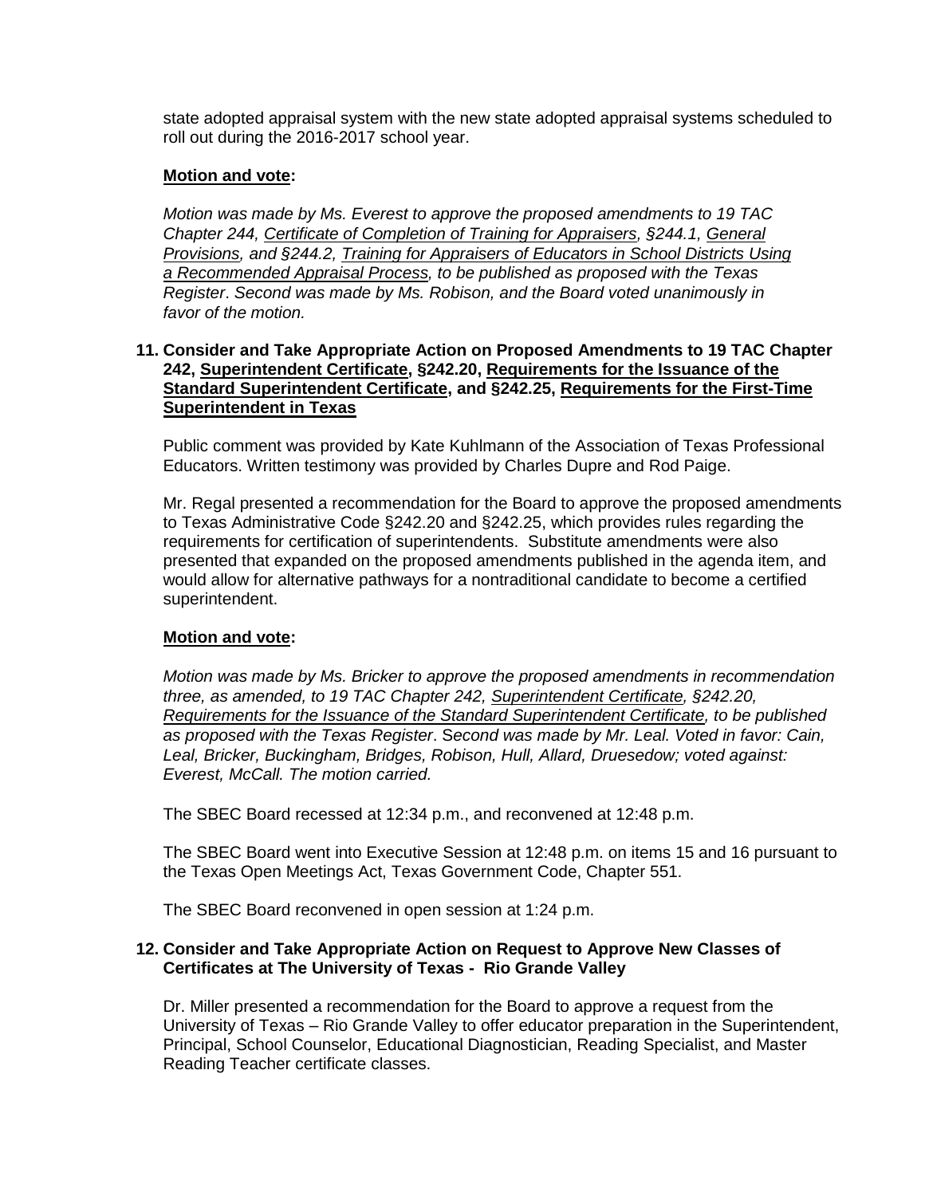state adopted appraisal system with the new state adopted appraisal systems scheduled to roll out during the 2016-2017 school year.

**Motion and vote:**

*Motion was made by Ms. Everest to approve the proposed amendments to 19 TAC Chapter 244, Certificate of Completion of Training for Appraisers, §244.1, General Provisions, and §244.2, Training for Appraisers of Educators in School Districts Using a Recommended Appraisal Process, to be published as proposed with the Texas Register. Second was made by Ms. Robison, and the Board voted unanimously in favor of the motion.*

### 11. Consider and Take Appropriate Action on Proposed Amendments to 19 TAC Chapter 242, Superintendent Certificate, §242.20, Requirements for the Issuance of the Standard Superintendent Certificate, and §242.25, Requirements for the First-Time Superintendent in Texas

Public comment was provided by Kate Kuhlmann of the Association of Texas Professional Educators. Written testimony was provided by Charles Dupre and Rod Paige.

Mr. Regal presented a recommendation for the Board to approve the proposed amendments to Texas Administrative Code §242.20 and §242.25, which provides rules regarding the requirements for certification of superintendents. Substitute amendments were also presented that expanded on the proposed amendments published in the agenda item, and would allow for alternative pathways for a nontraditional candidate to become a certified superintendent.

**Motion and vote:**

*Motion was made by Ms. Bricker to approve the proposed amendments in recommendation three, as amended, to 19 TAC Chapter 242, Superintendent Certificate, §242.20, Requirements for the Issuance of the Standard Superintendent Certificate, to be published as proposed with the Texas Register. Second was made by Mr. Leal. Voted in favor: Cain, Leal, Bricker, Buckingham, Bridges, Robison, Hull, Allard, Druesedow; voted against: Everest, McCall. The motion carried.*

The SBEC Board recessed at 12:34 p.m., and reconvened at 12:48 p.m.

The SBEC Board went into Executive Session at 12:48 p.m. on items 15 and 16 pursuant to the Texas Open Meetings Act, Texas Government Code, Chapter 551.

The SBEC Board reconvened in open session at 1:24 p.m.

### 12. Consider and Take Appropriate Action on Request to Approve New Classes of Certificates at The University of Texas - Rio Grande Valley

Dr. Miller presented a recommendation for the Board to approve a request from the University of Texas – Rio Grande Valley to offer educator preparation in the Superintendent, Principal, School Counselor, Educational Diagnostician, Reading Specialist, and Master Reading Teacher certificate classes.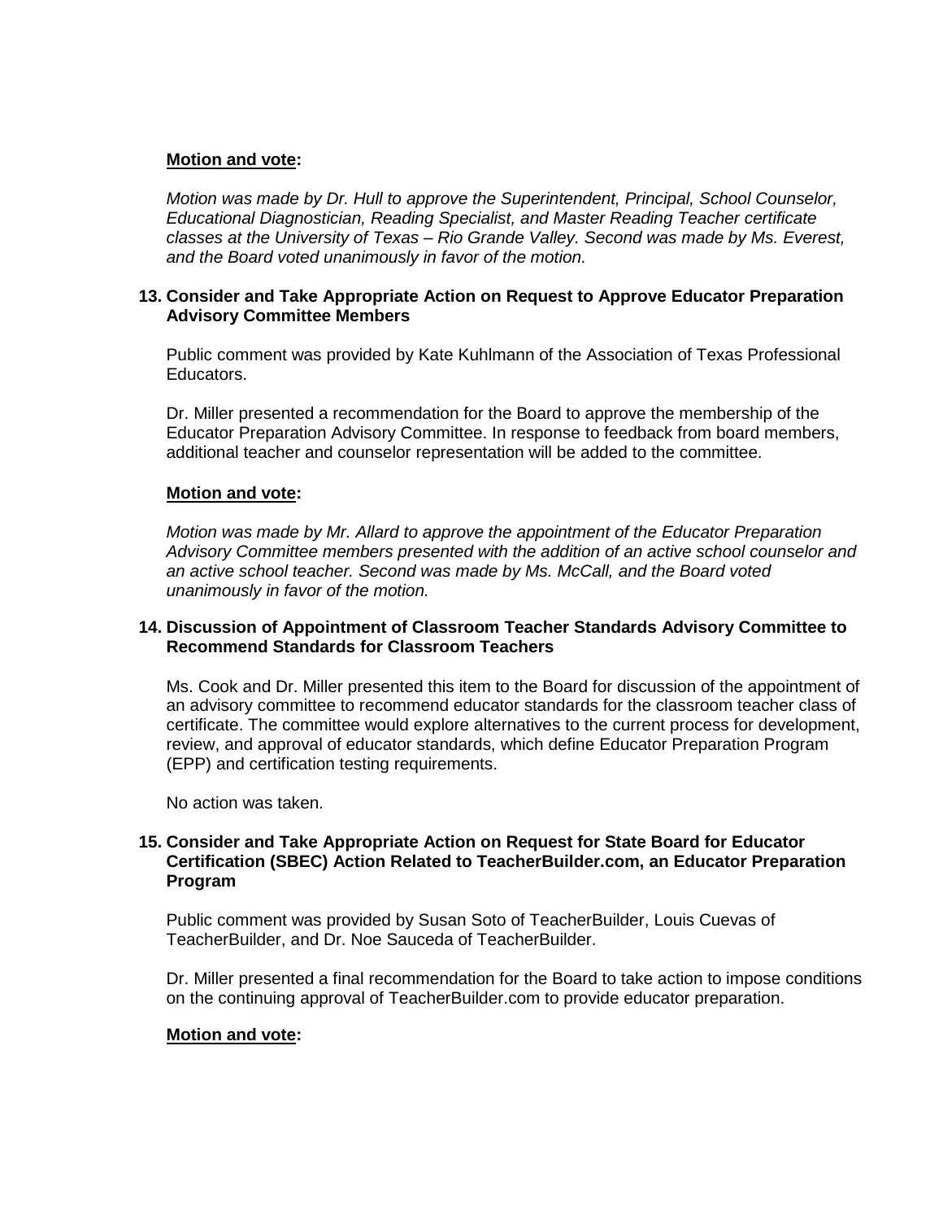**Motion and vote:**

*Motion was made by Dr. Hull to approve the Superintendent, Principal, School Counselor, Educational Diagnostician, Reading Specialist, and Master Reading Teacher certificate classes at the University of Texas – Rio Grande Valley. Second was made by Ms. Everest, and the Board voted unanimously in favor of the motion.*

**13. Consider and Take Appropriate Action on Request to Approve Educator Preparation Advisory Committee Members**

Public comment was provided by Kate Kuhlmann of the Association of Texas Professional Educators.

Dr. Miller presented a recommendation for the Board to approve the membership of the Educator Preparation Advisory Committee. In response to feedback from board members, additional teacher and counselor representation will be added to the committee.

**Motion and vote:**

*Motion was made by Mr. Allard to approve the appointment of the Educator Preparation Advisory Committee members presented with the addition of an active school counselor and an active school teacher. Second was made by Ms. McCall, and the Board voted unanimously in favor of the motion.*

**14. Discussion of Appointment of Classroom Teacher Standards Advisory Committee to Recommend Standards for Classroom Teachers**

Ms. Cook and Dr. Miller presented this item to the Board for discussion of the appointment of an advisory committee to recommend educator standards for the classroom teacher class of certificate. The committee would explore alternatives to the current process for development, review, and approval of educator standards, which define Educator Preparation Program (EPP) and certification testing requirements.

No action was taken.

**15. Consider and Take Appropriate Action on Request for State Board for Educator Certification (SBEC) Action Related to TeacherBuilder.com, an Educator Preparation Program**

Public comment was provided by Susan Soto of TeacherBuilder, Louis Cuevas of TeacherBuilder, and Dr. Noe Sauceda of TeacherBuilder.

Dr. Miller presented a final recommendation for the Board to take action to impose conditions on the continuing approval of TeacherBuilder.com to provide educator preparation.

**Motion and vote:**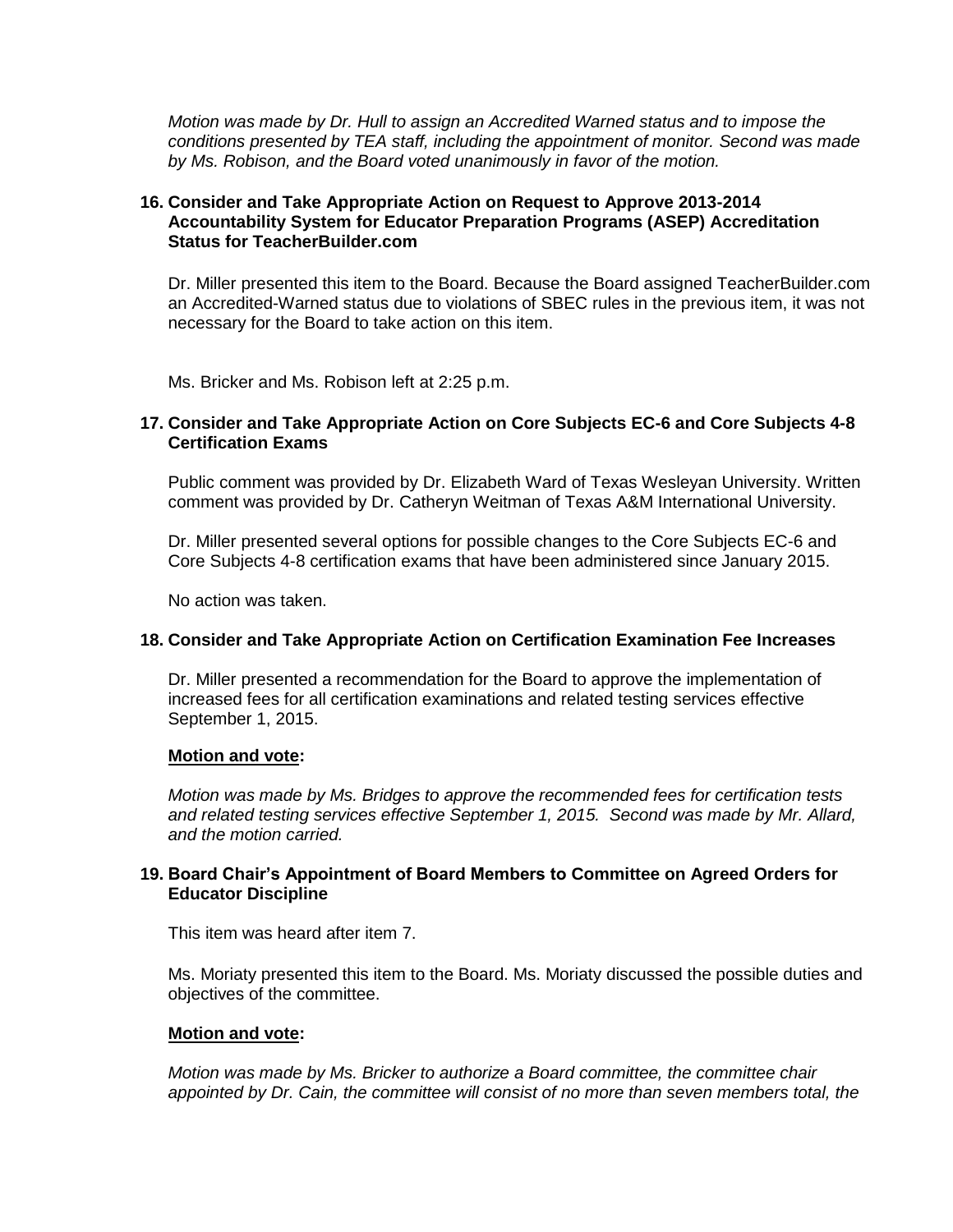*Motion was made by Dr. Hull to assign an Accredited Warned status and to impose the conditions presented by TEA staff, including the appointment of monitor. Second was made by Ms. Robison, and the Board voted unanimously in favor of the motion.*

### 16. Consider and Take Appropriate Action on Request to Approve 2013-2014 Accountability System for Educator Preparation Programs (ASEP) Accreditation Status for TeacherBuilder.com

Dr. Miller presented this item to the Board. Because the Board assigned TeacherBuilder.com an Accredited-Warned status due to violations of SBEC rules in the previous item, it was not necessary for the Board to take action on this item.

Ms. Bricker and Ms. Robison left at 2:25 p.m.

### 17. Consider and Take Appropriate Action on Core Subjects EC-6 and Core Subjects 4-8 Certification Exams

Public comment was provided by Dr. Elizabeth Ward of Texas Wesleyan University. Written comment was provided by Dr. Catheryn Weitman of Texas A&M International University.

Dr. Miller presented several options for possible changes to the Core Subjects EC-6 and Core Subjects 4-8 certification exams that have been administered since January 2015.

No action was taken.

### 18. Consider and Take Appropriate Action on Certification Examination Fee Increases

Dr. Miller presented a recommendation for the Board to approve the implementation of increased fees for all certification examinations and related testing services effective September 1, 2015.

**Motion and vote:**

*Motion was made by Ms. Bridges to approve the recommended fees for certification tests and related testing services effective September 1, 2015. Second was made by Mr. Allard, and the motion carried.*

### 19. Board Chair's Appointment of Board Members to Committee on Agreed Orders for Educator Discipline

This item was heard after item 7.

Ms. Moriaty presented this item to the Board. Ms. Moriaty discussed the possible duties and objectives of the committee.

**Motion and vote:**

*Motion was made by Ms. Bricker to authorize a Board committee, the committee chair appointed by Dr. Cain, the committee will consist of no more than seven members total, the*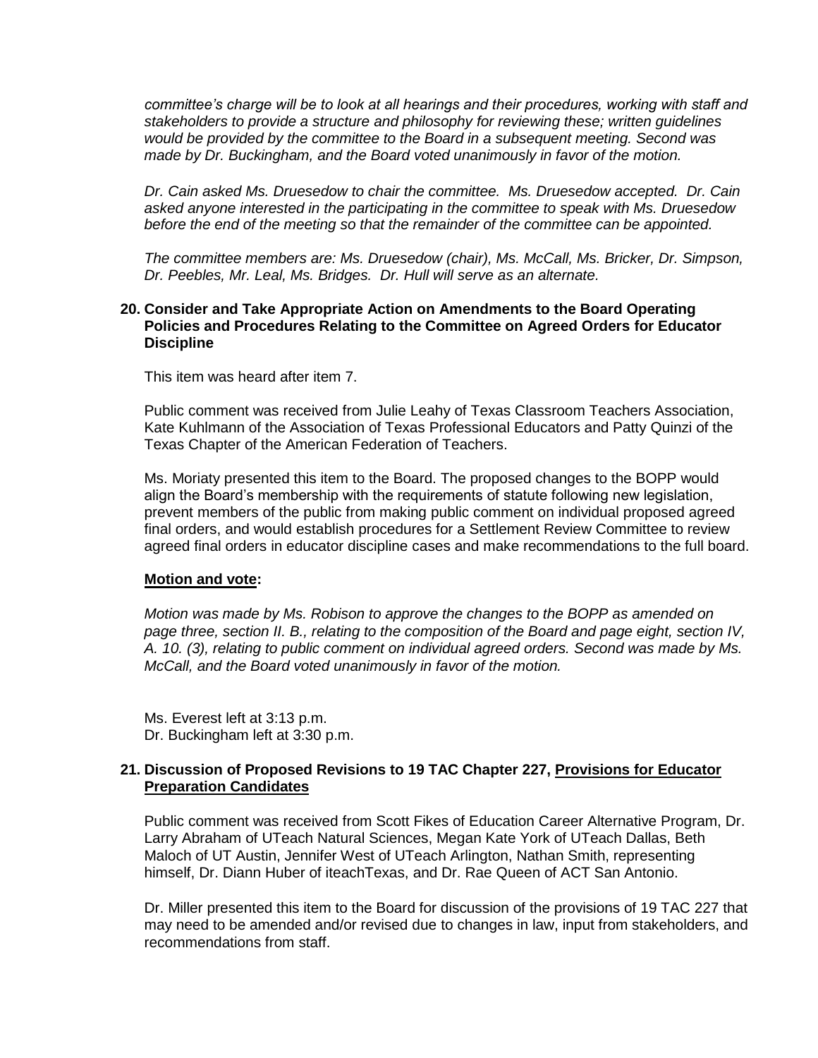*committee's charge will be to look at all hearings and their procedures, working with staff and stakeholders to provide a structure and philosophy for reviewing these; written guidelines would be provided by the committee to the Board in a subsequent meeting. Second was made by Dr. Buckingham, and the Board voted unanimously in favor of the motion.*

*Dr. Cain asked Ms. Druesedow to chair the committee. Ms. Druesedow accepted. Dr. Cain asked anyone interested in the participating in the committee to speak with Ms. Druesedow before the end of the meeting so that the remainder of the committee can be appointed.*

*The committee members are: Ms. Druesedow (chair), Ms. McCall, Ms. Bricker, Dr. Simpson, Dr. Peebles, Mr. Leal, Ms. Bridges. Dr. Hull will serve as an alternate.*

**20. Consider and Take Appropriate Action on Amendments to the Board Operating Policies and Procedures Relating to the Committee on Agreed Orders for Educator Discipline**

This item was heard after item 7.

Public comment was received from Julie Leahy of Texas Classroom Teachers Association, Kate Kuhlmann of the Association of Texas Professional Educators and Patty Quinzi of the Texas Chapter of the American Federation of Teachers.

Ms. Moriaty presented this item to the Board. The proposed changes to the BOPP would align the Board's membership with the requirements of statute following new legislation, prevent members of the public from making public comment on individual proposed agreed final orders, and would establish procedures for a Settlement Review Committee to review agreed final orders in educator discipline cases and make recommendations to the full board.

**Motion and vote:**

*Motion was made by Ms. Robison to approve the changes to the BOPP as amended on page three, section II. B., relating to the composition of the Board and page eight, section IV, A. 10. (3), relating to public comment on individual agreed orders. Second was made by Ms. McCall, and the Board voted unanimously in favor of the motion.*

Ms. Everest left at 3:13 p.m.
Dr. Buckingham left at 3:30 p.m.

**21. Discussion of Proposed Revisions to 19 TAC Chapter 227, Provisions for Educator Preparation Candidates**

Public comment was received from Scott Fikes of Education Career Alternative Program, Dr. Larry Abraham of UTeach Natural Sciences, Megan Kate York of UTeach Dallas, Beth Maloch of UT Austin, Jennifer West of UTeach Arlington, Nathan Smith, representing himself, Dr. Diann Huber of iteachTexas, and Dr. Rae Queen of ACT San Antonio.

Dr. Miller presented this item to the Board for discussion of the provisions of 19 TAC 227 that may need to be amended and/or revised due to changes in law, input from stakeholders, and recommendations from staff.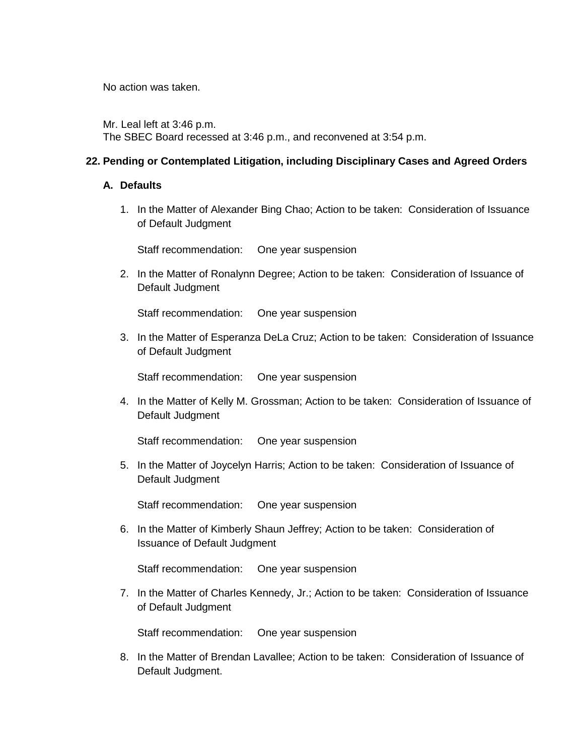No action was taken.

Mr. Leal left at 3:46 p.m.
The SBEC Board recessed at 3:46 p.m., and reconvened at 3:54 p.m.

**22. Pending or Contemplated Litigation, including Disciplinary Cases and Agreed Orders**

**A. Defaults**

1. In the Matter of Alexander Bing Chao; Action to be taken: Consideration of Issuance of Default Judgment

   Staff recommendation: One year suspension

2. In the Matter of Ronalynn Degree; Action to be taken: Consideration of Issuance of Default Judgment

   Staff recommendation: One year suspension

3. In the Matter of Esperanza DeLa Cruz; Action to be taken: Consideration of Issuance of Default Judgment

   Staff recommendation: One year suspension

4. In the Matter of Kelly M. Grossman; Action to be taken: Consideration of Issuance of Default Judgment

   Staff recommendation: One year suspension

5. In the Matter of Joycelyn Harris; Action to be taken: Consideration of Issuance of Default Judgment

   Staff recommendation: One year suspension

6. In the Matter of Kimberly Shaun Jeffrey; Action to be taken: Consideration of Issuance of Default Judgment

   Staff recommendation: One year suspension

7. In the Matter of Charles Kennedy, Jr.; Action to be taken: Consideration of Issuance of Default Judgment

   Staff recommendation: One year suspension

8. In the Matter of Brendan Lavallee; Action to be taken: Consideration of Issuance of Default Judgment.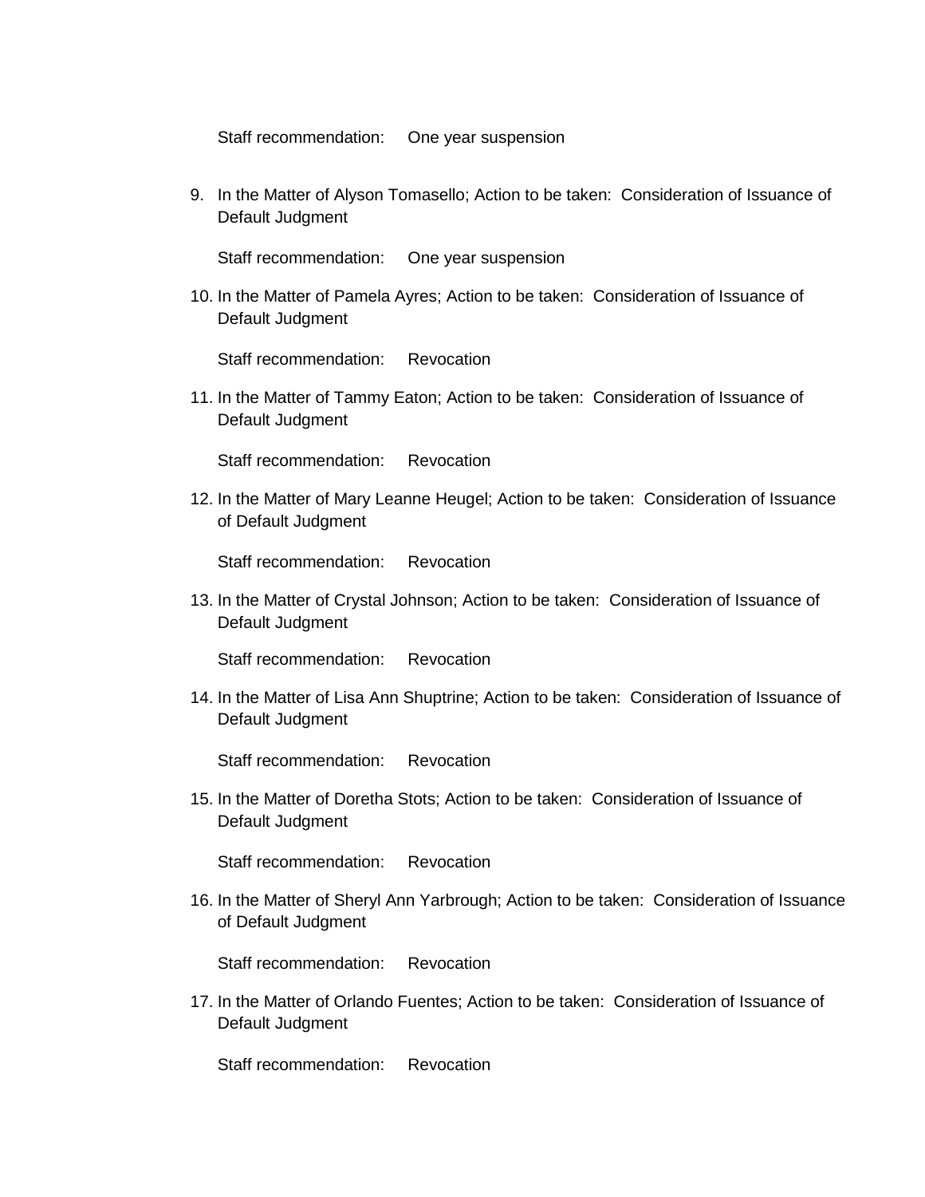Staff recommendation: One year suspension

9. In the Matter of Alyson Tomasello; Action to be taken: Consideration of Issuance of Default Judgment

   Staff recommendation: One year suspension

10. In the Matter of Pamela Ayres; Action to be taken: Consideration of Issuance of Default Judgment

    Staff recommendation: Revocation

11. In the Matter of Tammy Eaton; Action to be taken: Consideration of Issuance of Default Judgment

    Staff recommendation: Revocation

12. In the Matter of Mary Leanne Heugel; Action to be taken: Consideration of Issuance of Default Judgment

    Staff recommendation: Revocation

13. In the Matter of Crystal Johnson; Action to be taken: Consideration of Issuance of Default Judgment

    Staff recommendation: Revocation

14. In the Matter of Lisa Ann Shuptrine; Action to be taken: Consideration of Issuance of Default Judgment

    Staff recommendation: Revocation

15. In the Matter of Doretha Stots; Action to be taken: Consideration of Issuance of Default Judgment

    Staff recommendation: Revocation

16. In the Matter of Sheryl Ann Yarbrough; Action to be taken: Consideration of Issuance of Default Judgment

    Staff recommendation: Revocation

17. In the Matter of Orlando Fuentes; Action to be taken: Consideration of Issuance of Default Judgment

    Staff recommendation: Revocation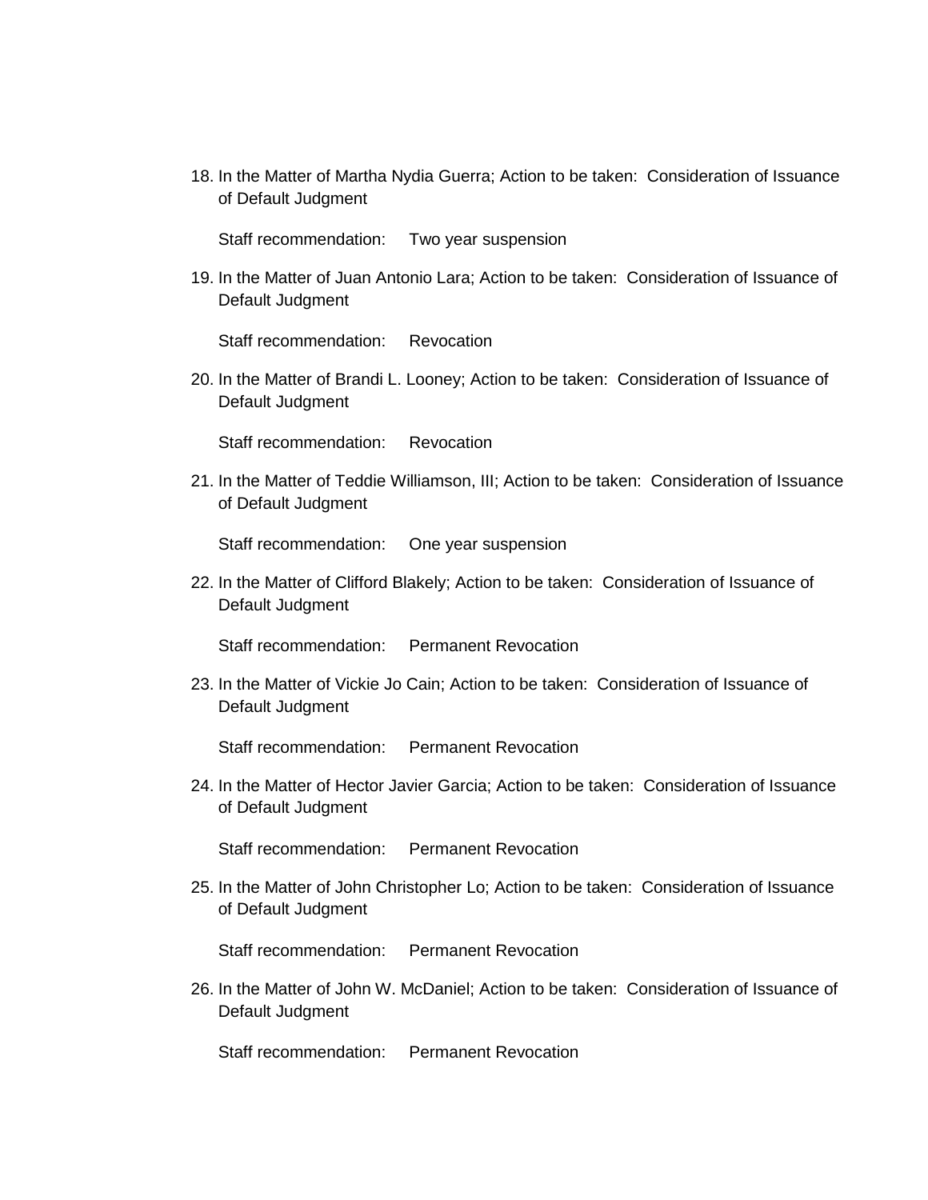18. In the Matter of Martha Nydia Guerra; Action to be taken: Consideration of Issuance of Default Judgment

    Staff recommendation: Two year suspension

19. In the Matter of Juan Antonio Lara; Action to be taken: Consideration of Issuance of Default Judgment

    Staff recommendation: Revocation

20. In the Matter of Brandi L. Looney; Action to be taken: Consideration of Issuance of Default Judgment

    Staff recommendation: Revocation

21. In the Matter of Teddie Williamson, III; Action to be taken: Consideration of Issuance of Default Judgment

    Staff recommendation: One year suspension

22. In the Matter of Clifford Blakely; Action to be taken: Consideration of Issuance of Default Judgment

    Staff recommendation: Permanent Revocation

23. In the Matter of Vickie Jo Cain; Action to be taken: Consideration of Issuance of Default Judgment

    Staff recommendation: Permanent Revocation

24. In the Matter of Hector Javier Garcia; Action to be taken: Consideration of Issuance of Default Judgment

    Staff recommendation: Permanent Revocation

25. In the Matter of John Christopher Lo; Action to be taken: Consideration of Issuance of Default Judgment

    Staff recommendation: Permanent Revocation

26. In the Matter of John W. McDaniel; Action to be taken: Consideration of Issuance of Default Judgment

    Staff recommendation: Permanent Revocation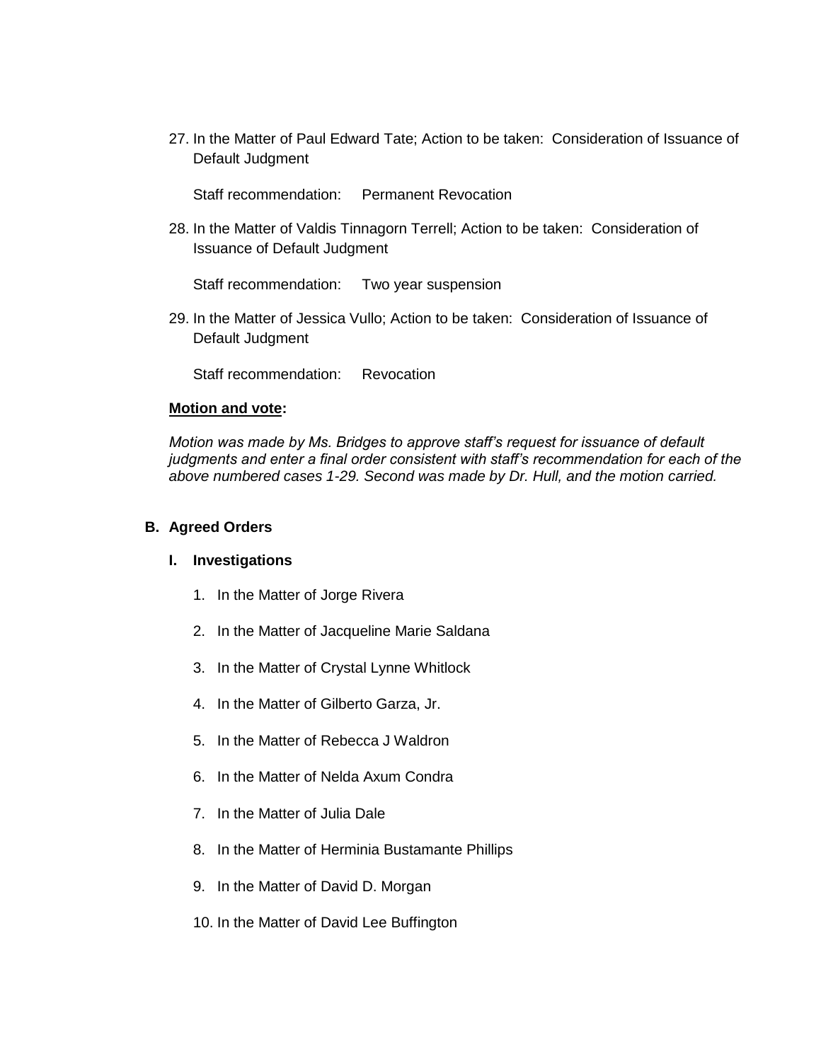27. In the Matter of Paul Edward Tate; Action to be taken: Consideration of Issuance of Default Judgment

    Staff recommendation: Permanent Revocation

28. In the Matter of Valdis Tinnagorn Terrell; Action to be taken: Consideration of Issuance of Default Judgment

    Staff recommendation: Two year suspension

29. In the Matter of Jessica Vullo; Action to be taken: Consideration of Issuance of Default Judgment

    Staff recommendation: Revocation

**Motion and vote:**

*Motion was made by Ms. Bridges to approve staff's request for issuance of default judgments and enter a final order consistent with staff's recommendation for each of the above numbered cases 1-29. Second was made by Dr. Hull, and the motion carried.*

## B. Agreed Orders

### I. Investigations

1. In the Matter of Jorge Rivera
2. In the Matter of Jacqueline Marie Saldana
3. In the Matter of Crystal Lynne Whitlock
4. In the Matter of Gilberto Garza, Jr.
5. In the Matter of Rebecca J Waldron
6. In the Matter of Nelda Axum Condra
7. In the Matter of Julia Dale
8. In the Matter of Herminia Bustamante Phillips
9. In the Matter of David D. Morgan
10. In the Matter of David Lee Buffington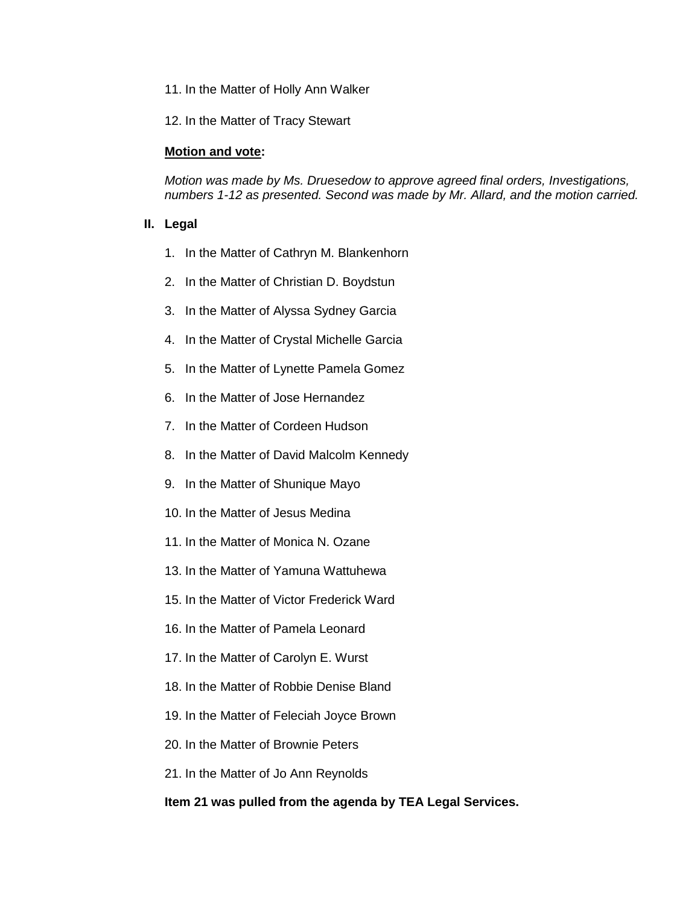11. In the Matter of Holly Ann Walker

12. In the Matter of Tracy Stewart

**Motion and vote:**

*Motion was made by Ms. Druesedow to approve agreed final orders, Investigations, numbers 1-12 as presented. Second was made by Mr. Allard, and the motion carried.*

## II. Legal

1. In the Matter of Cathryn M. Blankenhorn

2. In the Matter of Christian D. Boydstun

3. In the Matter of Alyssa Sydney Garcia

4. In the Matter of Crystal Michelle Garcia

5. In the Matter of Lynette Pamela Gomez

6. In the Matter of Jose Hernandez

7. In the Matter of Cordeen Hudson

8. In the Matter of David Malcolm Kennedy

9. In the Matter of Shunique Mayo

10. In the Matter of Jesus Medina

11. In the Matter of Monica N. Ozane

13. In the Matter of Yamuna Wattuhewa

15. In the Matter of Victor Frederick Ward

16. In the Matter of Pamela Leonard

17. In the Matter of Carolyn E. Wurst

18. In the Matter of Robbie Denise Bland

19. In the Matter of Feleciah Joyce Brown

20. In the Matter of Brownie Peters

21. In the Matter of Jo Ann Reynolds

**Item 21 was pulled from the agenda by TEA Legal Services.**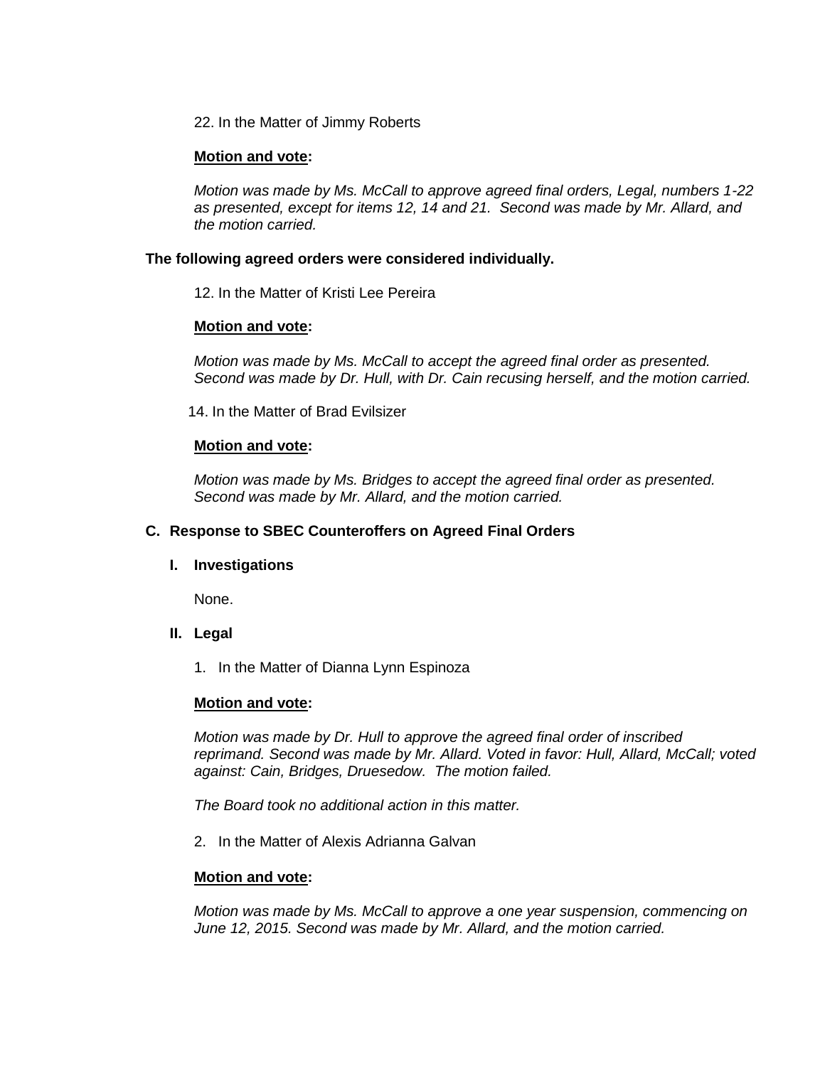22. In the Matter of Jimmy Roberts

**Motion and vote:**

*Motion was made by Ms. McCall to approve agreed final orders, Legal, numbers 1-22 as presented, except for items 12, 14 and 21. Second was made by Mr. Allard, and the motion carried.*

**The following agreed orders were considered individually.**

12. In the Matter of Kristi Lee Pereira

**Motion and vote:**

*Motion was made by Ms. McCall to accept the agreed final order as presented. Second was made by Dr. Hull, with Dr. Cain recusing herself, and the motion carried.*

14. In the Matter of Brad Evilsizer

**Motion and vote:**

*Motion was made by Ms. Bridges to accept the agreed final order as presented. Second was made by Mr. Allard, and the motion carried.*

**C. Response to SBEC Counteroffers on Agreed Final Orders**

**I. Investigations**

None.

**II. Legal**

1. In the Matter of Dianna Lynn Espinoza

**Motion and vote:**

*Motion was made by Dr. Hull to approve the agreed final order of inscribed reprimand. Second was made by Mr. Allard. Voted in favor: Hull, Allard, McCall; voted against: Cain, Bridges, Druesedow. The motion failed.*

*The Board took no additional action in this matter.*

2. In the Matter of Alexis Adrianna Galvan

**Motion and vote:**

*Motion was made by Ms. McCall to approve a one year suspension, commencing on June 12, 2015. Second was made by Mr. Allard, and the motion carried.*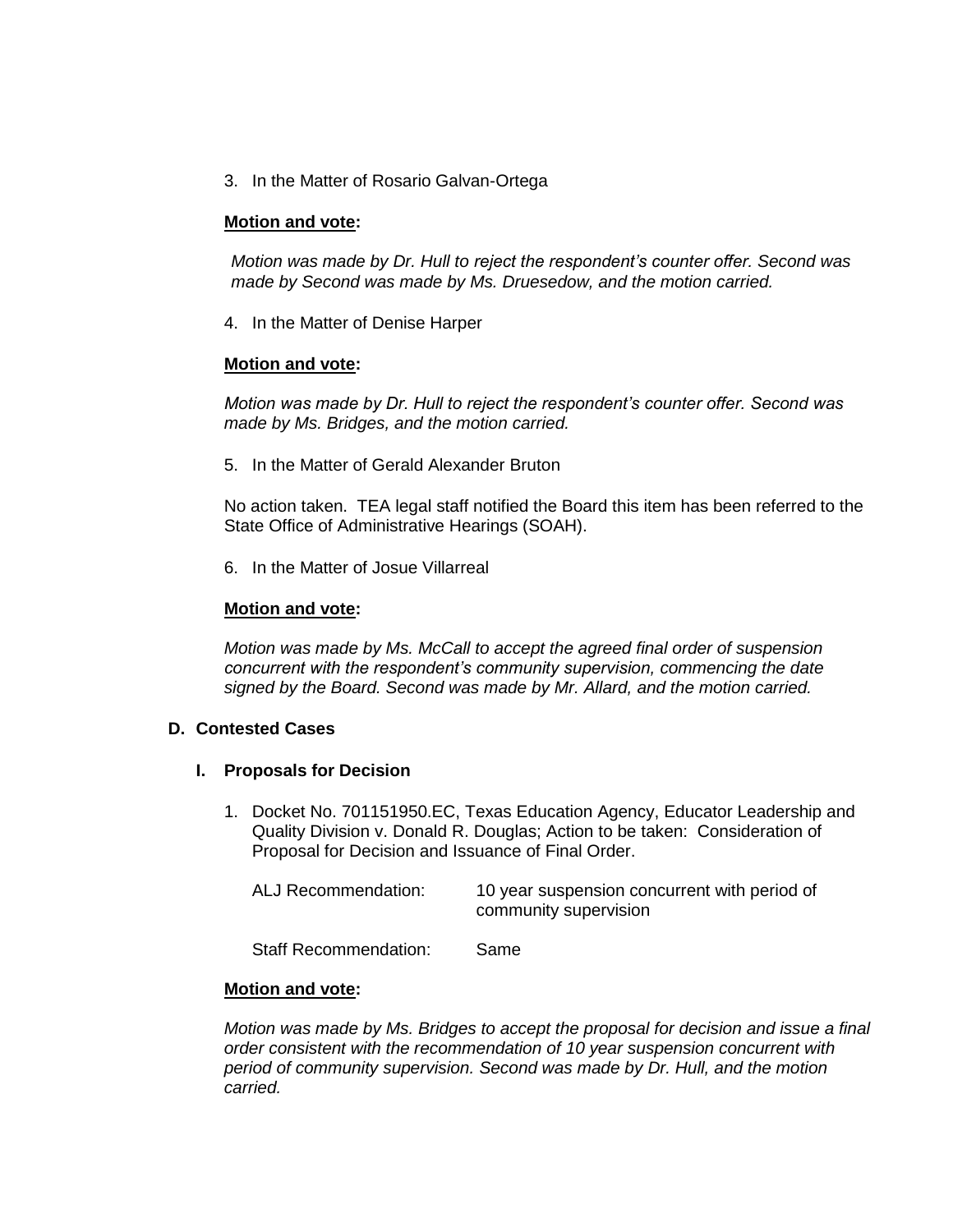3. In the Matter of Rosario Galvan-Ortega

**Motion and vote:**

*Motion was made by Dr. Hull to reject the respondent's counter offer. Second was made by Second was made by Ms. Druesedow, and the motion carried.*

4. In the Matter of Denise Harper

**Motion and vote:**

*Motion was made by Dr. Hull to reject the respondent's counter offer. Second was made by Ms. Bridges, and the motion carried.*

5. In the Matter of Gerald Alexander Bruton

No action taken. TEA legal staff notified the Board this item has been referred to the State Office of Administrative Hearings (SOAH).

6. In the Matter of Josue Villarreal

**Motion and vote:**

*Motion was made by Ms. McCall to accept the agreed final order of suspension concurrent with the respondent's community supervision, commencing the date signed by the Board. Second was made by Mr. Allard, and the motion carried.*

**D. Contested Cases**

**I. Proposals for Decision**

1. Docket No. 701151950.EC, Texas Education Agency, Educator Leadership and Quality Division v. Donald R. Douglas; Action to be taken: Consideration of Proposal for Decision and Issuance of Final Order.

   ALJ Recommendation: 10 year suspension concurrent with period of community supervision

   Staff Recommendation: Same

**Motion and vote:**

*Motion was made by Ms. Bridges to accept the proposal for decision and issue a final order consistent with the recommendation of 10 year suspension concurrent with period of community supervision. Second was made by Dr. Hull, and the motion carried.*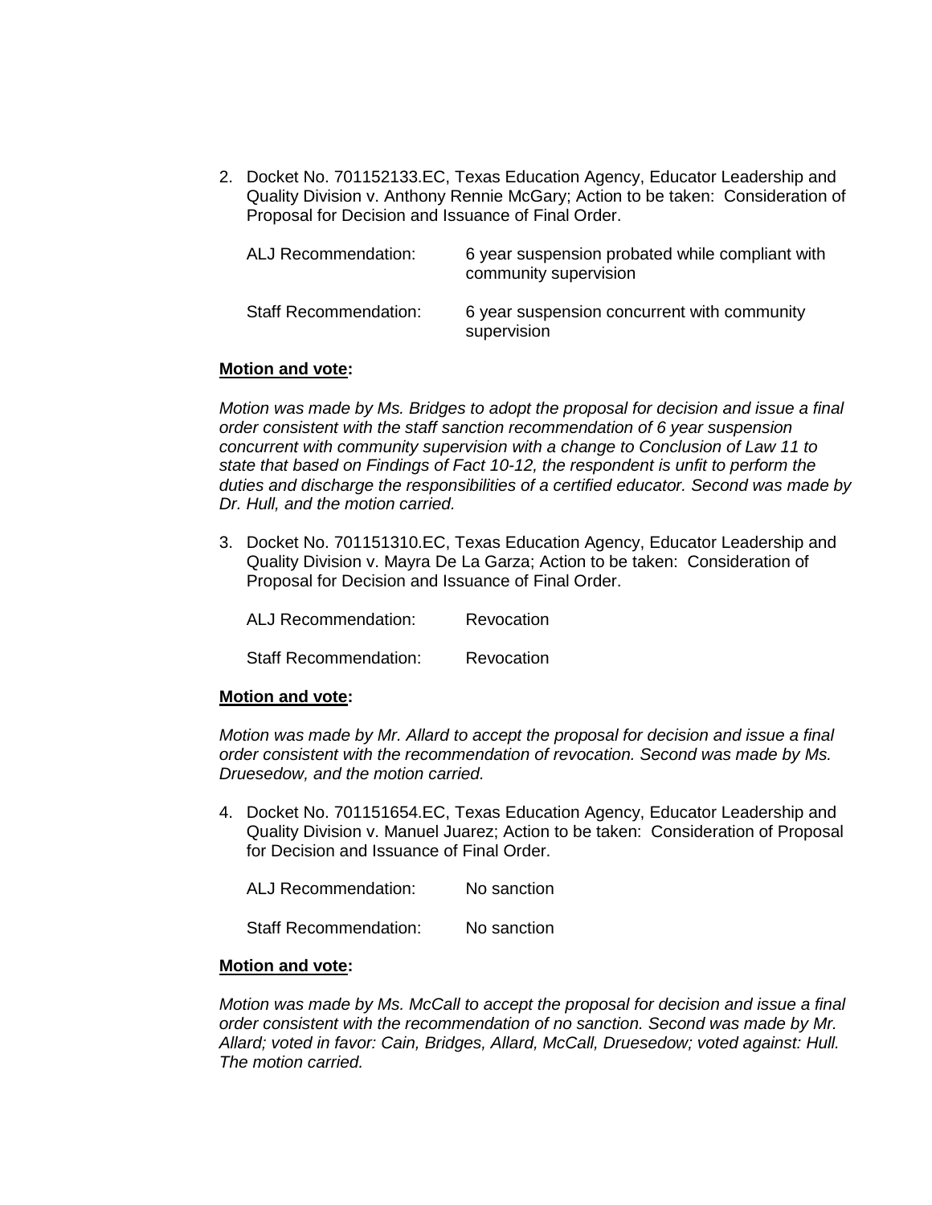2. Docket No. 701152133.EC, Texas Education Agency, Educator Leadership and Quality Division v. Anthony Rennie McGary; Action to be taken: Consideration of Proposal for Decision and Issuance of Final Order.

   ALJ Recommendation: 6 year suspension probated while compliant with community supervision

   Staff Recommendation: 6 year suspension concurrent with community supervision

**Motion and vote:**

*Motion was made by Ms. Bridges to adopt the proposal for decision and issue a final order consistent with the staff sanction recommendation of 6 year suspension concurrent with community supervision with a change to Conclusion of Law 11 to state that based on Findings of Fact 10-12, the respondent is unfit to perform the duties and discharge the responsibilities of a certified educator. Second was made by Dr. Hull, and the motion carried.*

3. Docket No. 701151310.EC, Texas Education Agency, Educator Leadership and Quality Division v. Mayra De La Garza; Action to be taken: Consideration of Proposal for Decision and Issuance of Final Order.

   ALJ Recommendation: Revocation

   Staff Recommendation: Revocation

**Motion and vote:**

*Motion was made by Mr. Allard to accept the proposal for decision and issue a final order consistent with the recommendation of revocation. Second was made by Ms. Druesedow, and the motion carried.*

4. Docket No. 701151654.EC, Texas Education Agency, Educator Leadership and Quality Division v. Manuel Juarez; Action to be taken: Consideration of Proposal for Decision and Issuance of Final Order.

   ALJ Recommendation: No sanction

   Staff Recommendation: No sanction

**Motion and vote:**

*Motion was made by Ms. McCall to accept the proposal for decision and issue a final order consistent with the recommendation of no sanction. Second was made by Mr. Allard; voted in favor: Cain, Bridges, Allard, McCall, Druesedow; voted against: Hull. The motion carried.*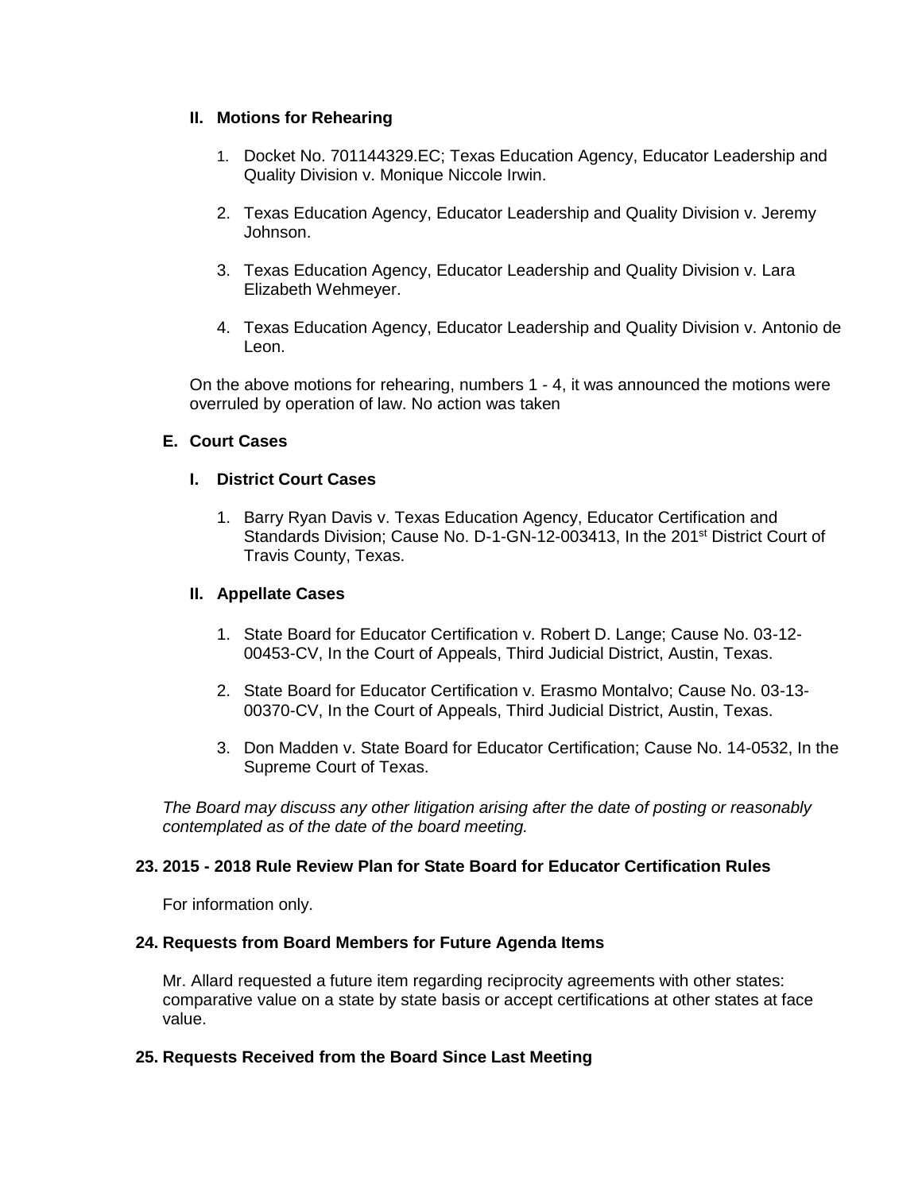### II. Motions for Rehearing

1. Docket No. 701144329.EC; Texas Education Agency, Educator Leadership and Quality Division v. Monique Niccole Irwin.

2. Texas Education Agency, Educator Leadership and Quality Division v. Jeremy Johnson.

3. Texas Education Agency, Educator Leadership and Quality Division v. Lara Elizabeth Wehmeyer.

4. Texas Education Agency, Educator Leadership and Quality Division v. Antonio de Leon.

On the above motions for rehearing, numbers 1 - 4, it was announced the motions were overruled by operation of law. No action was taken

### E. Court Cases

### I. District Court Cases

1. Barry Ryan Davis v. Texas Education Agency, Educator Certification and Standards Division; Cause No. D-1-GN-12-003413, In the 201st District Court of Travis County, Texas.

### II. Appellate Cases

1. State Board for Educator Certification v. Robert D. Lange; Cause No. 03-12-00453-CV, In the Court of Appeals, Third Judicial District, Austin, Texas.

2. State Board for Educator Certification v. Erasmo Montalvo; Cause No. 03-13-00370-CV, In the Court of Appeals, Third Judicial District, Austin, Texas.

3. Don Madden v. State Board for Educator Certification; Cause No. 14-0532, In the Supreme Court of Texas.

*The Board may discuss any other litigation arising after the date of posting or reasonably contemplated as of the date of the board meeting.*

### 23. 2015 - 2018 Rule Review Plan for State Board for Educator Certification Rules

For information only.

### 24. Requests from Board Members for Future Agenda Items

Mr. Allard requested a future item regarding reciprocity agreements with other states: comparative value on a state by state basis or accept certifications at other states at face value.

### 25. Requests Received from the Board Since Last Meeting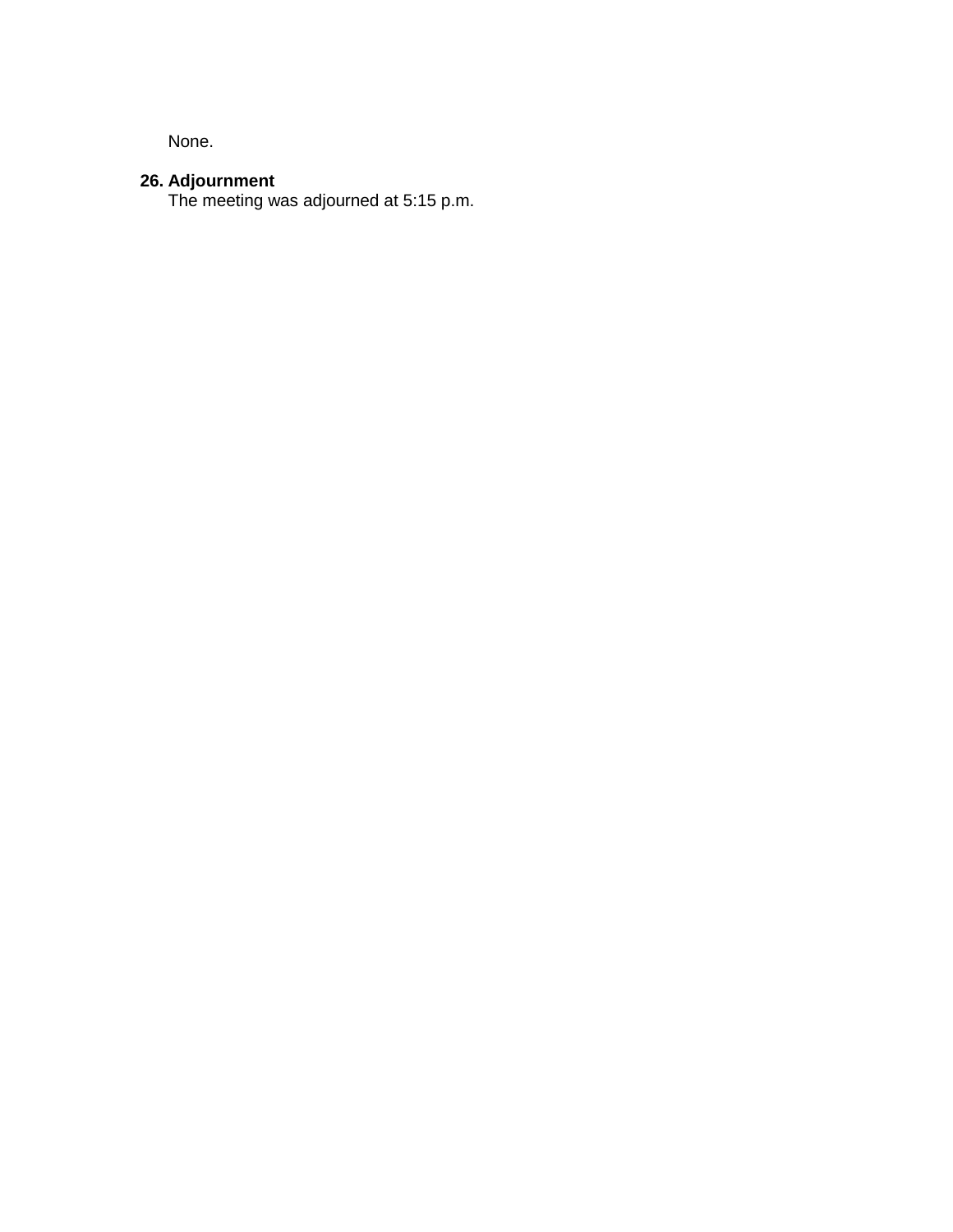None.

**26. Adjournment**

The meeting was adjourned at 5:15 p.m.